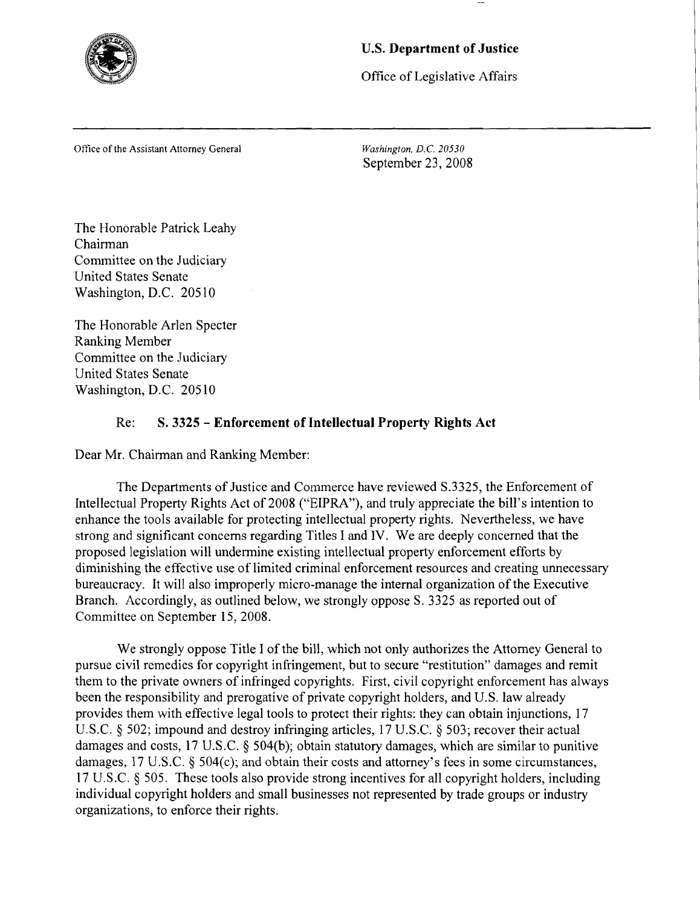**U.S. Department of Justice**

Office of Legislative Affairs

---

Office of the Assistant Attorney General

*Washington, D.C. 20530*

September 23, 2008

The Honorable Patrick Leahy
Chairman
Committee on the Judiciary
United States Senate
Washington, D.C. 20510

The Honorable Arlen Specter
Ranking Member
Committee on the Judiciary
United States Senate
Washington, D.C. 20510

Re: **S. 3325 – Enforcement of Intellectual Property Rights Act**

Dear Mr. Chairman and Ranking Member:

The Departments of Justice and Commerce have reviewed S.3325, the Enforcement of Intellectual Property Rights Act of 2008 ("EIPRA"), and truly appreciate the bill's intention to enhance the tools available for protecting intellectual property rights. Nevertheless, we have strong and significant concerns regarding Titles I and IV. We are deeply concerned that the proposed legislation will undermine existing intellectual property enforcement efforts by diminishing the effective use of limited criminal enforcement resources and creating unnecessary bureaucracy. It will also improperly micro-manage the internal organization of the Executive Branch. Accordingly, as outlined below, we strongly oppose S. 3325 as reported out of Committee on September 15, 2008.

We strongly oppose Title I of the bill, which not only authorizes the Attorney General to pursue civil remedies for copyright infringement, but to secure "restitution" damages and remit them to the private owners of infringed copyrights. First, civil copyright enforcement has always been the responsibility and prerogative of private copyright holders, and U.S. law already provides them with effective legal tools to protect their rights: they can obtain injunctions, 17 U.S.C. § 502; impound and destroy infringing articles, 17 U.S.C. § 503; recover their actual damages and costs, 17 U.S.C. § 504(b); obtain statutory damages, which are similar to punitive damages, 17 U.S.C. § 504(c); and obtain their costs and attorney's fees in some circumstances, 17 U.S.C. § 505. These tools also provide strong incentives for all copyright holders, including individual copyright holders and small businesses not represented by trade groups or industry organizations, to enforce their rights.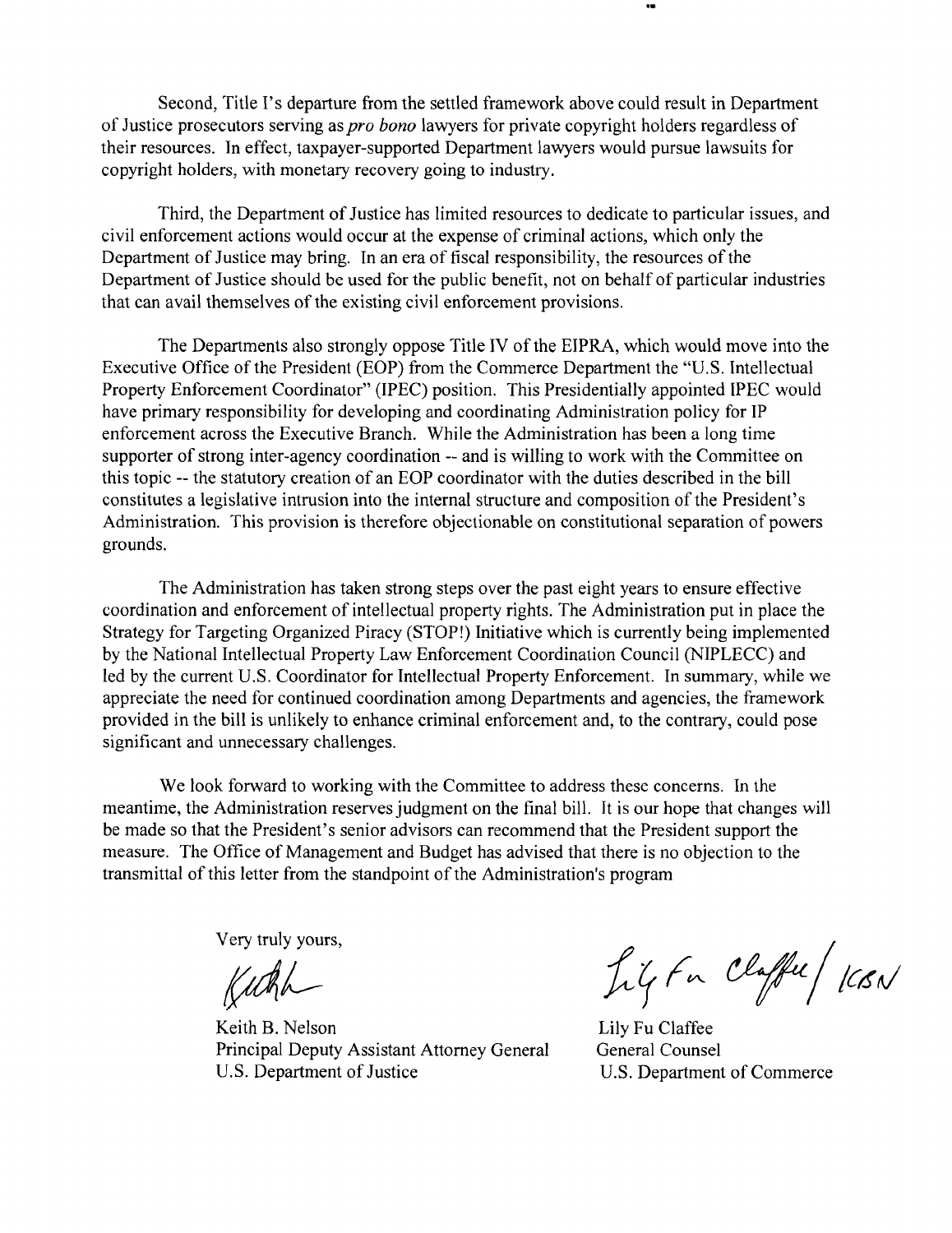Second, Title I's departure from the settled framework above could result in Department of Justice prosecutors serving as *pro bono* lawyers for private copyright holders regardless of their resources. In effect, taxpayer-supported Department lawyers would pursue lawsuits for copyright holders, with monetary recovery going to industry.

Third, the Department of Justice has limited resources to dedicate to particular issues, and civil enforcement actions would occur at the expense of criminal actions, which only the Department of Justice may bring. In an era of fiscal responsibility, the resources of the Department of Justice should be used for the public benefit, not on behalf of particular industries that can avail themselves of the existing civil enforcement provisions.

The Departments also strongly oppose Title IV of the EIPRA, which would move into the Executive Office of the President (EOP) from the Commerce Department the "U.S. Intellectual Property Enforcement Coordinator" (IPEC) position. This Presidentially appointed IPEC would have primary responsibility for developing and coordinating Administration policy for IP enforcement across the Executive Branch. While the Administration has been a long time supporter of strong inter-agency coordination -- and is willing to work with the Committee on this topic -- the statutory creation of an EOP coordinator with the duties described in the bill constitutes a legislative intrusion into the internal structure and composition of the President's Administration. This provision is therefore objectionable on constitutional separation of powers grounds.

The Administration has taken strong steps over the past eight years to ensure effective coordination and enforcement of intellectual property rights. The Administration put in place the Strategy for Targeting Organized Piracy (STOP!) Initiative which is currently being implemented by the National Intellectual Property Law Enforcement Coordination Council (NIPLECC) and led by the current U.S. Coordinator for Intellectual Property Enforcement. In summary, while we appreciate the need for continued coordination among Departments and agencies, the framework provided in the bill is unlikely to enhance criminal enforcement and, to the contrary, could pose significant and unnecessary challenges.

We look forward to working with the Committee to address these concerns. In the meantime, the Administration reserves judgment on the final bill. It is our hope that changes will be made so that the President's senior advisors can recommend that the President support the measure. The Office of Management and Budget has advised that there is no objection to the transmittal of this letter from the standpoint of the Administration's program

Very truly yours,

Keith B. Nelson
Principal Deputy Assistant Attorney General
U.S. Department of Justice

Lily Fu Claffee
General Counsel
U.S. Department of Commerce